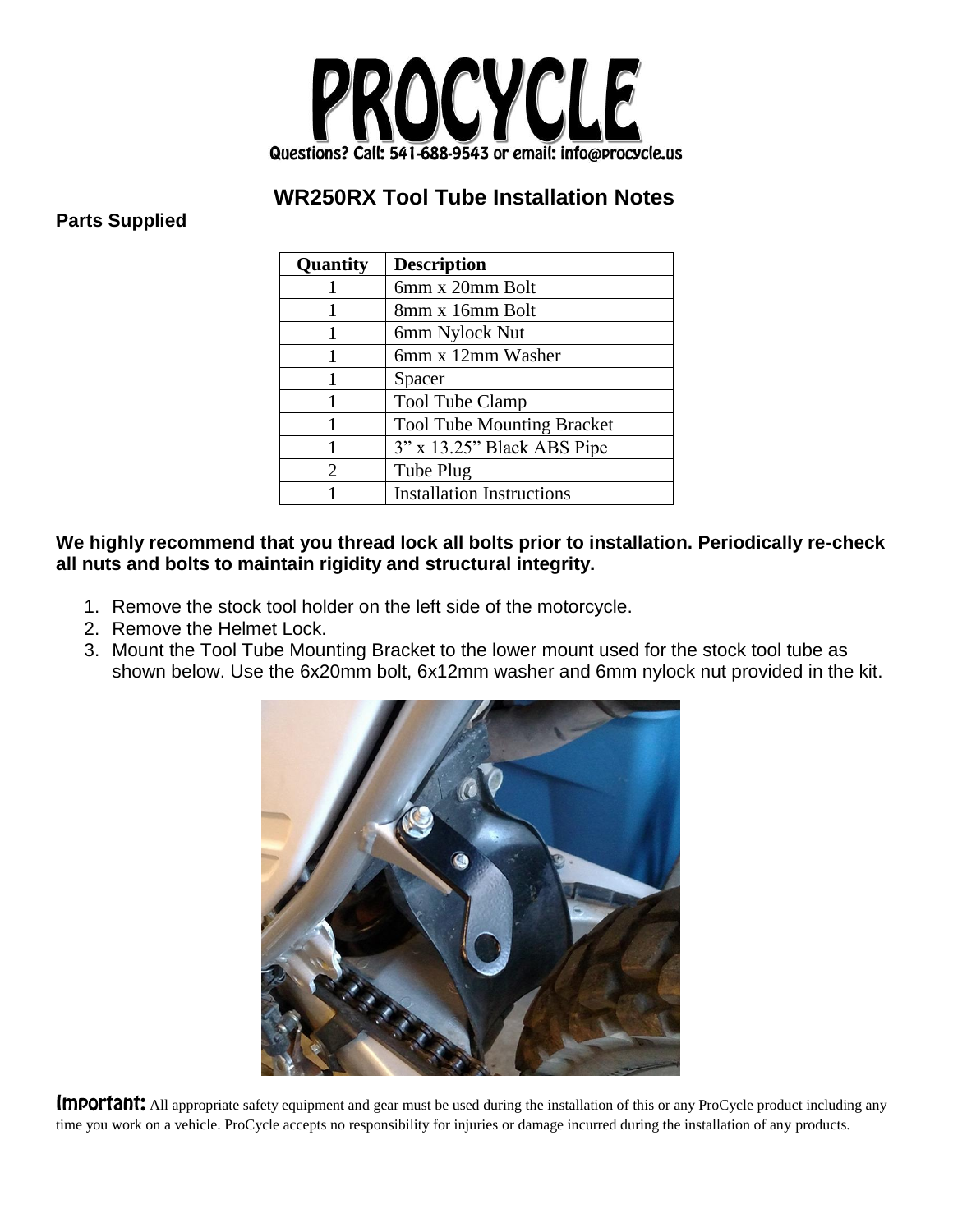# PROCYCLE

Questions? Call: 541-688-9543 or email: info@procycle.us

## WR250RX Tool Tube Installation Notes

**Parts Supplied**

| Quantity | Description |
|---|---|
| 1 | 6mm x 20mm Bolt |
| 1 | 8mm x 16mm Bolt |
| 1 | 6mm Nylock Nut |
| 1 | 6mm x 12mm Washer |
| 1 | Spacer |
| 1 | Tool Tube Clamp |
| 1 | Tool Tube Mounting Bracket |
| 1 | 3" x 13.25" Black ABS Pipe |
| 2 | Tube Plug |
| 1 | Installation Instructions |

**We highly recommend that you thread lock all bolts prior to installation. Periodically re-check all nuts and bolts to maintain rigidity and structural integrity.**

1. Remove the stock tool holder on the left side of the motorcycle.
2. Remove the Helmet Lock.
3. Mount the Tool Tube Mounting Bracket to the lower mount used for the stock tool tube as shown below. Use the 6x20mm bolt, 6x12mm washer and 6mm nylock nut provided in the kit.

**Important:** All appropriate safety equipment and gear must be used during the installation of this or any ProCycle product including any time you work on a vehicle. ProCycle accepts no responsibility for injuries or damage incurred during the installation of any products.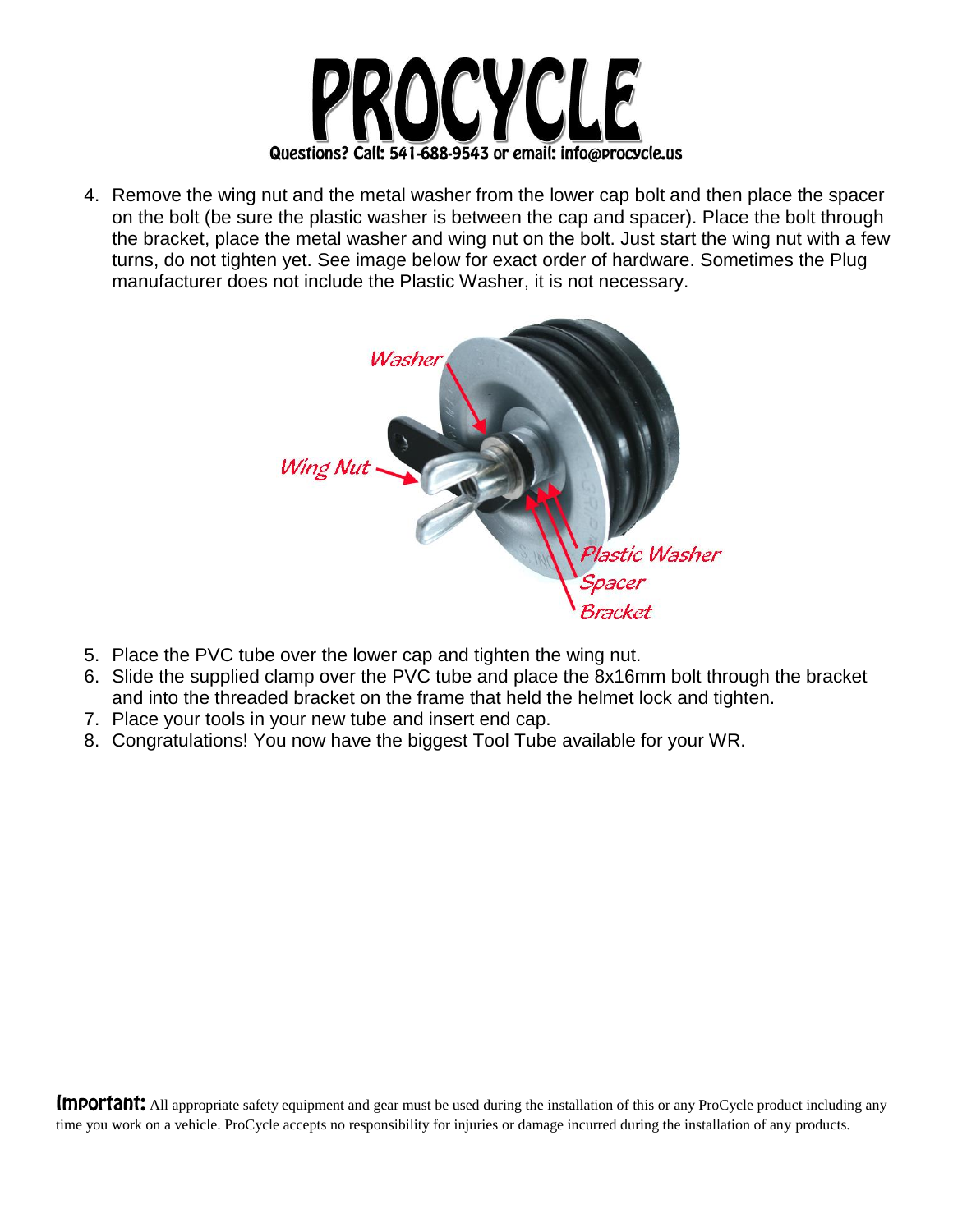# PROCYCLE

Questions? Call: 541-688-9543 or email: info@procycle.us

4. Remove the wing nut and the metal washer from the lower cap bolt and then place the spacer on the bolt (be sure the plastic washer is between the cap and spacer). Place the bolt through the bracket, place the metal washer and wing nut on the bolt. Just start the wing nut with a few turns, do not tighten yet. See image below for exact order of hardware. Sometimes the Plug manufacturer does not include the Plastic Washer, it is not necessary.

Washer

Wing Nut

Plastic Washer

Spacer

Bracket

5. Place the PVC tube over the lower cap and tighten the wing nut.
6. Slide the supplied clamp over the PVC tube and place the 8x16mm bolt through the bracket and into the threaded bracket on the frame that held the helmet lock and tighten.
7. Place your tools in your new tube and insert end cap.
8. Congratulations! You now have the biggest Tool Tube available for your WR.

**Important:** All appropriate safety equipment and gear must be used during the installation of this or any ProCycle product including any time you work on a vehicle. ProCycle accepts no responsibility for injuries or damage incurred during the installation of any products.